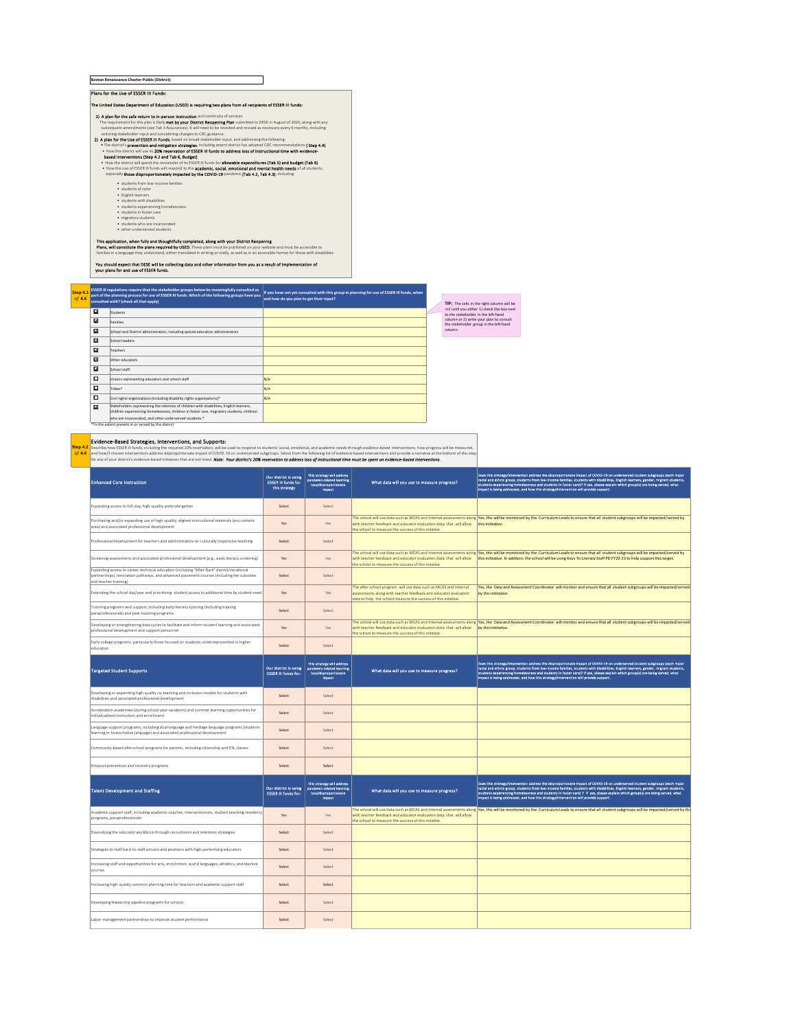**Boston Renaissance Charter Public (District)**

## Plans for the Use of ESSER III Funds:

**The United States Department of Education (USED) is requiring two plans from all recipients of ESSER III funds:**

1) **A plan for the safe return to in-person instruction** and continuity of services
The requirement for this plan is likely **met by your District Reopening Plan** submitted to DESE in August of 2020, along with any subsequent amendments (see Tab 3 Assurances). It will need to be revisited and revised as necessary every 6 months, including soliciting stakeholder input and considering changes to CDC guidance.

2) **A plan for the Use of ESSER III Funds**, based on broad stakeholder input, and addressing the following:
   - The district's **prevention and mitigation strategies**, including extent district has adopted CDC recommendations **( Step 4.4)**
   - How the district will use its **20% reservation of ESSER III funds to address loss of instructional time with evidence-based interventions (Step 4.2 and Tab 6, Budget)**
   - How the district will spend the remainder of its ESSER III funds for **allowable expenditures (Tab 5) and budget (Tab 6)**
   - How the use of ESSER III funds will respond to the **academic, social, emotional and mental health needs** of all students, especially **those disproportionately impacted by the COVID-19** pandemic **(Tab 4.2, Tab 4.3)**, including:
     - students from low-income families
     - students of color
     - English learners
     - students with disabilities
     - students experiencing homelessness
     - students in foster care
     - migratory students
     - students who are incarcerated
     - other underserved students

**This application, when fully and thoughtfully completed, along with your District Reopening Plans, will constitute the plans required by USED.** These plans must be published on your website and must be accessible to families in a language they understand, either translated in writing or orally, as well as in an accessible format for those with disabilities.

**You should expect that DESE will be collecting data and other information from you as a result of implementation of your plans for and use of ESSER funds.**

**Step 4.1 of 4.4**

| | ESSER III regulations require that the stakeholder groups below be meaningfully consulted as part of the planning process for use of ESSER III funds. Which of the following groups have you consulted with? (check all that apply) | If you have not yet consulted with this group in planning for use of ESSER III funds, when and how do you plan to get their input? |
|---|---|---|
| ☑ | Students | |
| ☑ | Families | |
| ☑ | School and District administrators, including special education administrators | |
| ☑ | School leaders | |
| ☑ | Teachers | |
| ☑ | Other educators | |
| ☑ | School staff | |
| ☐ | Unions representing educators and school staff | N/A |
| ☐ | Tribes* | N/A |
| ☐ | Civil rights organizations (including disability rights organizations)* | N/A |
| ☑ | Stakeholders representing the interests of children with disabilities, English learners, children experiencing homelessness, children in foster care, migratory students, children who are incarcerated, and other underserved students.* | |

*To the extent present in or served by the district

**TIP:** The cells in the right column will be red until you either 1) check the box next to the stakeholder in the left-hand column or 2) write your plan to consult the stakeholder group in the left-hand column.

## Evidence-Based Strategies, Interventions, and Supports:

**Step 4.2 of 4.4** Describe how ESSER III funds, including the required 20% reservation, will be used to respond to students' social, emotional, and academic needs through *evidence-based* interventions, how progress will be measured, and how/if chosen interventions address disproportionate impact of COVID-19 on underserved subgroups. Select from the following list of evidence-based interventions and provide a narrative at the bottom of this step for any of your district's evidence-based initiatives that are not listed. ***Note: Your district's 20% reservation to address loss of instructional time must be spent on evidence-based interventions.***

| Enhanced Core Instruction | Our district is using ESSER III funds for this strategy | This strategy will address pandemic-related learning loss/disproportionate impact | What data will you use to measure progress? | Does this strategy/intervention address the disproportionate impact of COVID-19 on underserved student subgroups (each major racial and ethnic group, students from low-income families, students with disabilities, English learners, gender, migrant students, students experiencing homelessness and students in foster care)? If yes, please explain which group(s) are being served, what impact is being addressed, and how this strategy/intervention will provide support. |
|---|---|---|---|---|
| Expanding access to full-day, high-quality prekindergarten | Select | Select | | |
| Purchasing and/or expanding use of high-quality, aligned instructional materials (any content area) and associated professional development | Yes | Yes | The school will use data such as MCAS and Internal assessments along with teacher feedback and educator evaluation data that will allow the school to measure the success of this initiative. | Yes, this will be monitored by the Curriculum Leads to ensure that all student subgroups will be impacted/served by this inititative. |
| Professional development for teachers and administrators re: culturally responsive teaching | Select | Select | | |
| Screening assessments and associated professional development (e.g., early literacy screening) | Yes | Yes | The school will use data such as MCAS and Internal assessments along with teacher feedback and educator evaluation data that will allow the school to measure the success of this initiative. | Yes, this will be monitored by the Curriculum Leads to ensure that all student subgroups will be impacted/served by this inititative. In addition, the school will be using Keys To Literacy Staff PD FY22-23 to help support this target. |
| Expanding access to career-technical education (including "After Dark" district/vocational partnerships), innovation pathways, and advanced placement courses (including fee subsidies and teacher training) | Select | Select | | |
| Extending the school day/year and prioritizing student access to additional time by student need | Yes | Yes | The after school program will use data such as MCAS and Internal assessments along with teacher feedback and educator evaluation data to help the school measure the success of this initiative. | Yes, the Data and Assessment Coordinator will monitor and ensure that all student subgroups will be impacted/served by this inititative. |
| Tutoring programs and support, including early literacy tutoring (including training paraprofessionals) and peer tutoring programs. | Select | Select | | |
| Developing or strengthening data cycles to facilitate and inform student learning and associated professional development and support personnel | Yes | Yes | The school will use data such as MCAS and Internal assessments along with teacher feedback and educator evaluation data that will allow the school to measure the success of this initiative. | Yes, the Data and Assessment Coordinator will monitor and ensure that all student subgroups will be impacted/served by this inititative. |
| Early college programs, particularly those focused on students underrepresented in higher education | Select | Select | | |
| **Targeted Student Supports** | **Our district is using ESSER III funds for:** | **This strategy will address pandemic-related learning loss/disproportionate impact** | **What data will you use to measure progress?** | **Does this strategy/intervention address the disproportionate impact of COVID-19 on underserved student subgroups (each major racial and ethnic group, students from low-income families, students with disabilities, English learners, gender, migrant students, students experiencing homelessness and students in foster care)? If yes, please explain which group(s) are being served, what impact is being addressed, and how this strategy/intervention will provide support.** |
| Developing or expanding high quality co-teaching and inclusion models for students with disabilities and associated professional development | Select | Select | | |
| Acceleration academies (during school year vacations) and summer learning opportunities for individualized instruction and enrichment | Select | Select | | |
| Language support programs, including dual language and heritage language programs (students learning in-home/native language) and associated professional development | Select | Select | | |
| Community-based afterschool programs for parents, including citizenship and ESL classes | Select | Select | | |
| Dropout prevention and recovery programs | Select | Select | | |
| **Talent Development and Staffing** | **Our district is using ESSER III funds for:** | **This strategy will address pandemic-related learning loss/disproportionate impact** | **What data will you use to measure progress?** | **Does this strategy/intervention address the disproportionate impact of COVID-19 on underserved student subgroups (each major racial and ethnic group, students from low-income families, students with disabilities, English learners, gender, migrant students, students experiencing homelessness and students in foster care)? If yes, please explain which group(s) are being served, what impact is being addressed, and how this strategy/intervention will provide support.** |
| Academic support staff, including academic coaches, interventionists, student teaching residency programs, paraprofessionals | Yes | Yes | The school will use data such as MCAS and Internal assessments along with teacher feedback and educator evaluation data that will allow the school to measure the success of this initiative. | Yes, this will be monitored by the Curriculum Leads to ensure that all student subgroups will be impacted/served by thi |
| Diversifying the educator workforce through recruitment and retention strategies | Select | Select | | |
| Strategies to staff hard-to-staff schools and positions with high-performing educators | Select | Select | | |
| Increasing staff and opportunities for arts, enrichment, world languages, athletics, and elective courses | Select | Select | | |
| Increasing high-quality common planning time for teachers and academic support staff | Select | Select | | |
| Developing leadership pipeline programs for schools | Select | Select | | |
| Labor-management partnerships to improve student performance | Select | Select | | |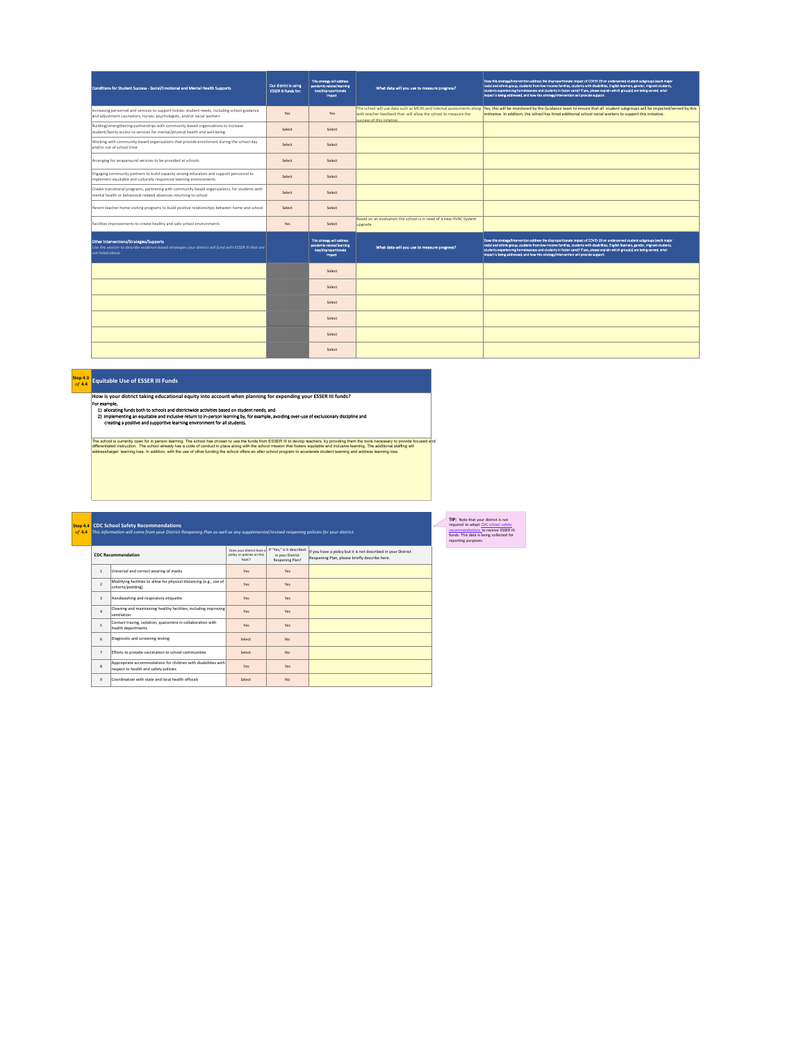| Conditions for Student Success - Social/Emotional and Mental Health Supports | Our district is using ESSER III funds for: | This strategy will address pandemic-related learning loss/disproportionate impact | What data will you use to measure progress? | Does this strategy/intervention address the disproportionate impact of COVID-19 on underserved student subgroups (each major racial and ethnic group, students from low-income families, students with disabilities, English learners, gender, migrant students, students experiencing homelessness and students in foster care)? If yes, please explain which group(s) are being served, what impact is being addressed, and how this strategy/intervention will provide support. |
|---|---|---|---|---|
| Increasing personnel and services to support holistic student needs, including school guidance and adjustment counselors, nurses, psychologists, and/or social workers | Yes | Yes | The school will use data such as MCAS and internal assessments along with teacher feedback that will allow the school to measure the success of this initiative. | Yes, this will be monitored by the Guidance team to ensure that all student subgroups will be impacted/served by this inititative. In addition, the school has hired additional school social workers to support this initiative. |
| Building/strengthening partnerships with community-based organizations to increase student/family access to services for mental/physical health and well-being | Select | Select | | |
| Working with community-based organizations that provide enrichment during the school day and/or out of school time | Select | Select | | |
| Arranging for wraparound services to be provided at schools | Select | Select | | |
| Engaging community partners to build capacity among educators and support personnel to implement equitable and culturally responsive learning environments | Select | Select | | |
| Create transitional programs, partnering with community based organizations, for students with mental health or behavioral-related absences returning to school | Select | Select | | |
| Parent-teacher home visiting programs to build positive relationships between home and school | Select | Select | | |
| Facilities improvements to create healthy and safe school environments | Yes | Select | Based on an evaluation the school is in need of a new HVAC System upgrade | |
| **Other Interventions/Strategies/Supports** *Use this section to describe evidence-based strategies your district will fund with ESSER III that are not listed above* | | This strategy will address pandemic-related learning loss/disproportionate impact | What data will you use to measure progress? | Does this strategy/intervention address the disproportionate impact of COVID-19 on underserved student subgroups (each major racial and ethnic group, students from low-income families, students with disabilities, English learners, gender, migrant students, students experiencing homelessness and students in foster care)? If yes, please explain which group(s) are being served, what impact is being addressed, and how this strategy/intervention will provide support. |
| | | Select | | |
| | | Select | | |
| | | Select | | |
| | | Select | | |
| | | Select | | |
| | | Select | | |

## Step 4.3 of 4.4 Equitable Use of ESSER III Funds

**How is your district taking educational equity into account when planning for expending your ESSER III funds?**
**For example,**
**1) allocating funds both to schools and districtwide activities based on student needs, and**
**2) implementing an equitable and inclusive return to in-person learning by, for example, avoiding over-use of exclusionary discipline and creating a positive and supportive learning environment for all students.**

The school is currently open for in person learning. The school has chosen to use the funds from ESSER III to devlop teachers, by providing them the tools necessary to provide focused and differentiated instruction. The school already has a code of conduct in place along with the school mission that fosters equitable and inclusive learning. The additional staffing will address/target learning loss. In addition, with the use of other funding the school offers an after school program to accelerate student learning and address learning loss.

## Step 4.4 of 4.4 CDC School Safety Recommendations

*This information will come from your District Reopening Plan as well as any supplemental/revised reopening policies for your district.*

**TIP:** Note that your district is not required to adopt CDC school safety recommendations to receive ESSER III funds. This data is being collected for reporting purposes.

| | CDC Recommendation | Does your district have a policy or policies on this topic? | If "Yes," is it described in your District Reopening Plan? | If you have a policy but it is not described in your District Reopening Plan, please briefly describe here. |
|---|---|---|---|---|
| 1 | Universal and correct wearing of masks | Yes | Yes | |
| 2 | Modifying facilities to allow for physical distancing (e.g., use of cohorts/podding) | Yes | Yes | |
| 3 | Handwashing and respiratory etiquette | Yes | Yes | |
| 4 | Cleaning and maintaining healthy facilities, including improving ventilation | Yes | Yes | |
| 5 | Contact tracing, isolation, quarantine in collaboration with health departments | Yes | Yes | |
| 6 | Diagnostic and screening testing | Select | No | |
| 7 | Efforts to provide vaccination to school communities | Select | No | |
| 8 | Appropriate accommodations for children with disabilities with respect to health and safety policies | Yes | Yes | |
| 9 | Coordination with state and local health officials | Select | No | |